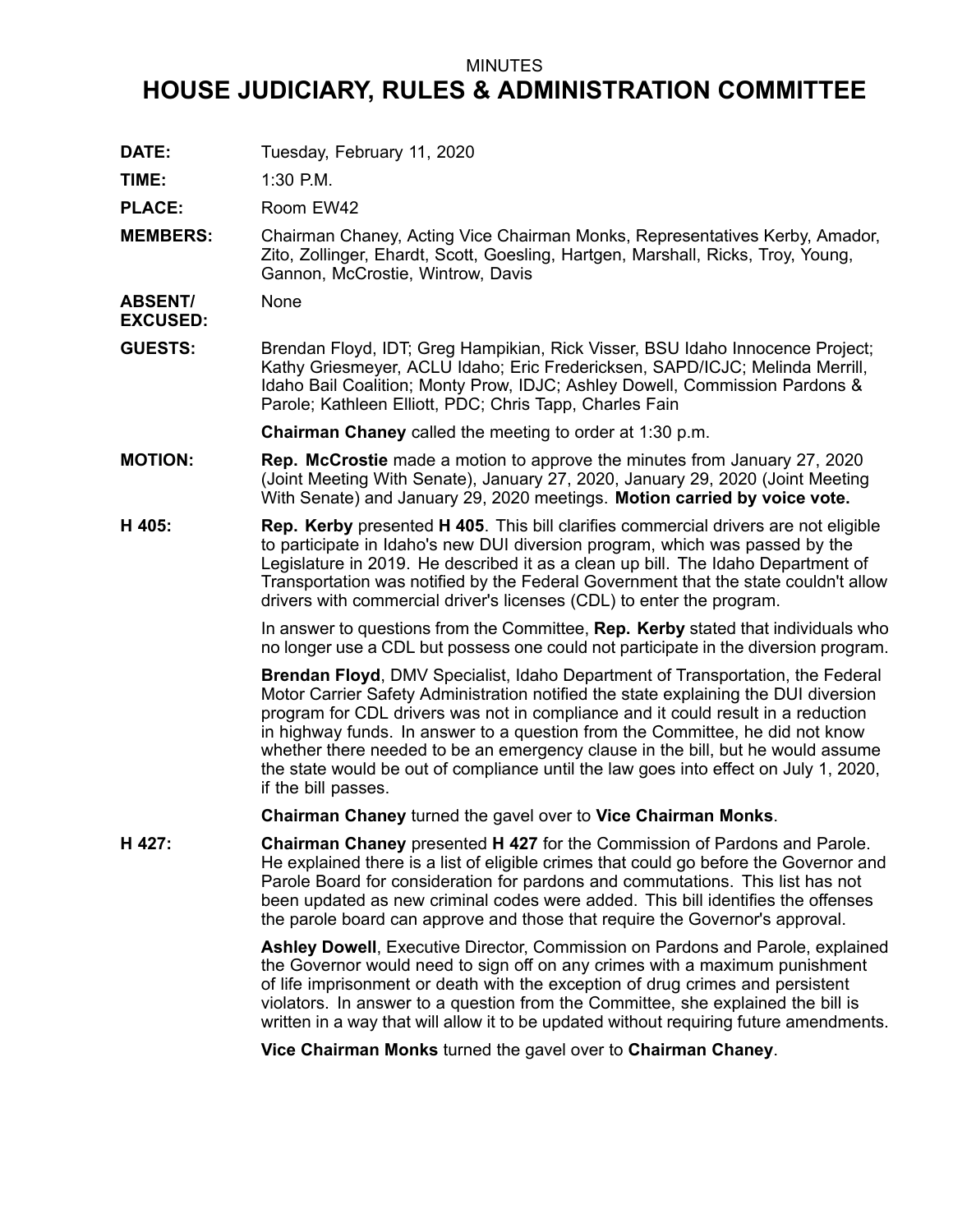MINUTES

# HOUSE JUDICIARY, RULES & ADMINISTRATION COMMITTEE

**DATE:** Tuesday, February 11, 2020

**TIME:** 1:30 P.M.

**PLACE:** Room EW42

**MEMBERS:** Chairman Chaney, Acting Vice Chairman Monks, Representatives Kerby, Amador, Zito, Zollinger, Ehardt, Scott, Goesling, Hartgen, Marshall, Ricks, Troy, Young, Gannon, McCrostie, Wintrow, Davis

**ABSENT/ EXCUSED:** None

**GUESTS:** Brendan Floyd, IDT; Greg Hampikian, Rick Visser, BSU Idaho Innocence Project; Kathy Griesmeyer, ACLU Idaho; Eric Fredericksen, SAPD/ICJC; Melinda Merrill, Idaho Bail Coalition; Monty Prow, IDJC; Ashley Dowell, Commission Pardons & Parole; Kathleen Elliott, PDC; Chris Tapp, Charles Fain

**Chairman Chaney** called the meeting to order at 1:30 p.m.

**MOTION:** **Rep. McCrostie** made a motion to approve the minutes from January 27, 2020 (Joint Meeting With Senate), January 27, 2020, January 29, 2020 (Joint Meeting With Senate) and January 29, 2020 meetings. **Motion carried by voice vote.**

**H 405:** **Rep. Kerby** presented **H 405**. This bill clarifies commercial drivers are not eligible to participate in Idaho's new DUI diversion program, which was passed by the Legislature in 2019. He described it as a clean up bill. The Idaho Department of Transportation was notified by the Federal Government that the state couldn't allow drivers with commercial driver's licenses (CDL) to enter the program.

In answer to questions from the Committee, **Rep. Kerby** stated that individuals who no longer use a CDL but possess one could not participate in the diversion program.

**Brendan Floyd**, DMV Specialist, Idaho Department of Transportation, the Federal Motor Carrier Safety Administration notified the state explaining the DUI diversion program for CDL drivers was not in compliance and it could result in a reduction in highway funds. In answer to a question from the Committee, he did not know whether there needed to be an emergency clause in the bill, but he would assume the state would be out of compliance until the law goes into effect on July 1, 2020, if the bill passes.

**Chairman Chaney** turned the gavel over to **Vice Chairman Monks**.

**H 427:** **Chairman Chaney** presented **H 427** for the Commission of Pardons and Parole. He explained there is a list of eligible crimes that could go before the Governor and Parole Board for consideration for pardons and commutations. This list has not been updated as new criminal codes were added. This bill identifies the offenses the parole board can approve and those that require the Governor's approval.

**Ashley Dowell**, Executive Director, Commission on Pardons and Parole, explained the Governor would need to sign off on any crimes with a maximum punishment of life imprisonment or death with the exception of drug crimes and persistent violators. In answer to a question from the Committee, she explained the bill is written in a way that will allow it to be updated without requiring future amendments.

**Vice Chairman Monks** turned the gavel over to **Chairman Chaney**.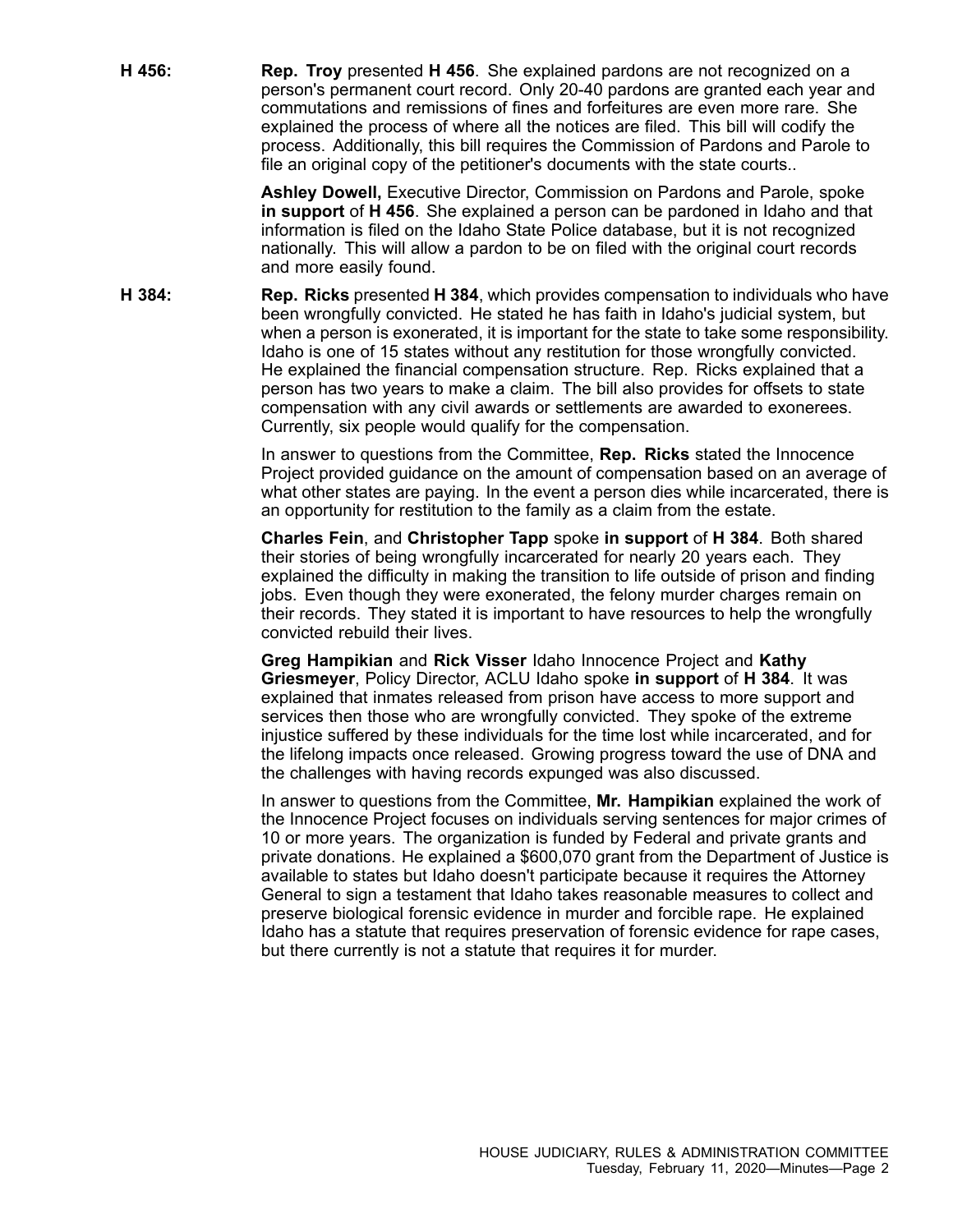**H 456:** **Rep. Troy** presented **H 456**. She explained pardons are not recognized on a person's permanent court record. Only 20-40 pardons are granted each year and commutations and remissions of fines and forfeitures are even more rare. She explained the process of where all the notices are filed. This bill will codify the process. Additionally, this bill requires the Commission of Pardons and Parole to file an original copy of the petitioner's documents with the state courts..

**Ashley Dowell,** Executive Director, Commission on Pardons and Parole, spoke **in support** of **H 456**. She explained a person can be pardoned in Idaho and that information is filed on the Idaho State Police database, but it is not recognized nationally. This will allow a pardon to be on filed with the original court records and more easily found.

**H 384:** **Rep. Ricks** presented **H 384**, which provides compensation to individuals who have been wrongfully convicted. He stated he has faith in Idaho's judicial system, but when a person is exonerated, it is important for the state to take some responsibility. Idaho is one of 15 states without any restitution for those wrongfully convicted. He explained the financial compensation structure. Rep. Ricks explained that a person has two years to make a claim. The bill also provides for offsets to state compensation with any civil awards or settlements are awarded to exonerees. Currently, six people would qualify for the compensation.

In answer to questions from the Committee, **Rep. Ricks** stated the Innocence Project provided guidance on the amount of compensation based on an average of what other states are paying. In the event a person dies while incarcerated, there is an opportunity for restitution to the family as a claim from the estate.

**Charles Fein**, and **Christopher Tapp** spoke **in support** of **H 384**. Both shared their stories of being wrongfully incarcerated for nearly 20 years each. They explained the difficulty in making the transition to life outside of prison and finding jobs. Even though they were exonerated, the felony murder charges remain on their records. They stated it is important to have resources to help the wrongfully convicted rebuild their lives.

**Greg Hampikian** and **Rick Visser** Idaho Innocence Project and **Kathy Griesmeyer**, Policy Director, ACLU Idaho spoke **in support** of **H 384**. It was explained that inmates released from prison have access to more support and services then those who are wrongfully convicted. They spoke of the extreme injustice suffered by these individuals for the time lost while incarcerated, and for the lifelong impacts once released. Growing progress toward the use of DNA and the challenges with having records expunged was also discussed.

In answer to questions from the Committee, **Mr. Hampikian** explained the work of the Innocence Project focuses on individuals serving sentences for major crimes of 10 or more years. The organization is funded by Federal and private grants and private donations. He explained a $600,070 grant from the Department of Justice is available to states but Idaho doesn't participate because it requires the Attorney General to sign a testament that Idaho takes reasonable measures to collect and preserve biological forensic evidence in murder and forcible rape. He explained Idaho has a statute that requires preservation of forensic evidence for rape cases, but there currently is not a statute that requires it for murder.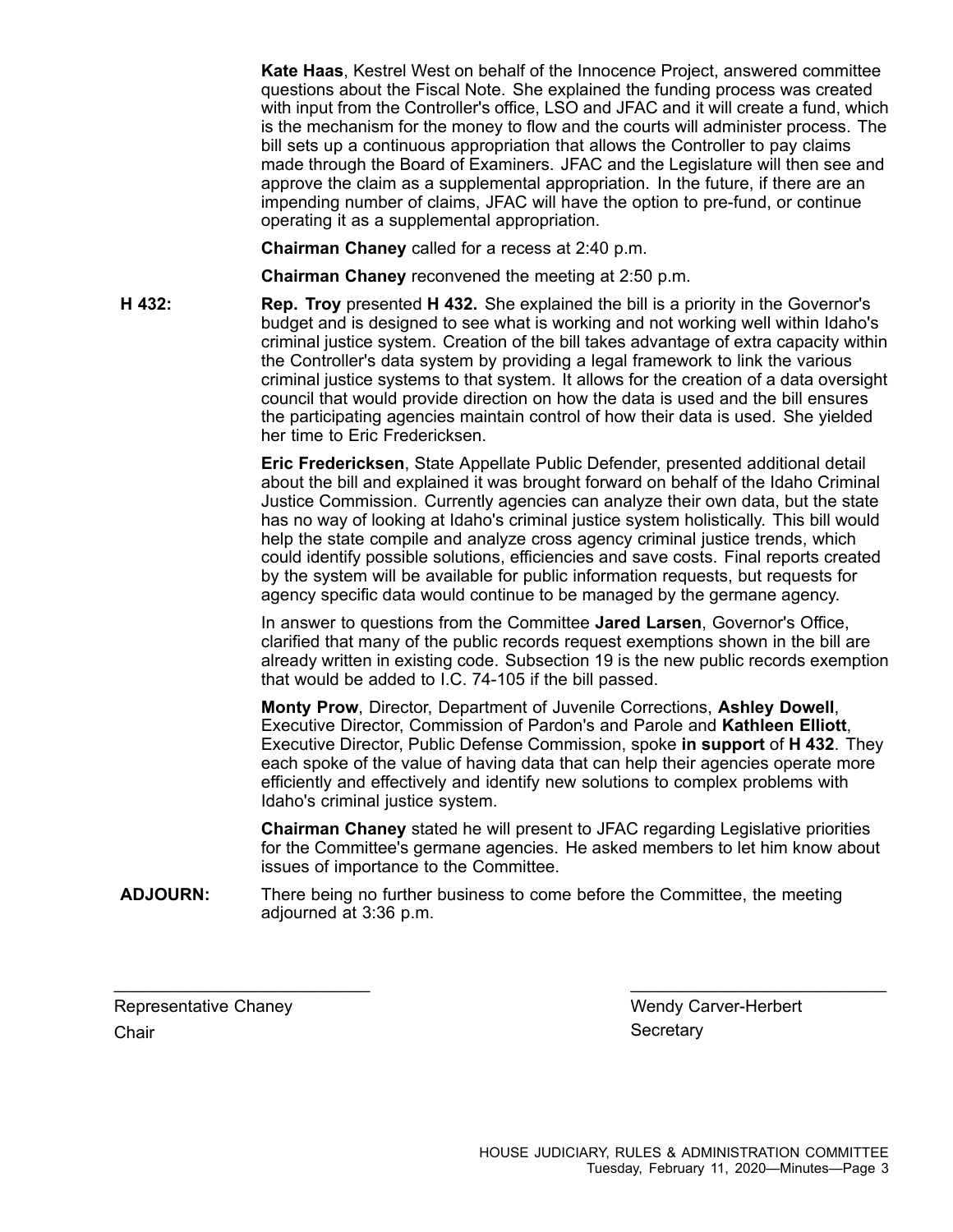**Kate Haas**, Kestrel West on behalf of the Innocence Project, answered committee questions about the Fiscal Note. She explained the funding process was created with input from the Controller's office, LSO and JFAC and it will create a fund, which is the mechanism for the money to flow and the courts will administer process. The bill sets up a continuous appropriation that allows the Controller to pay claims made through the Board of Examiners. JFAC and the Legislature will then see and approve the claim as a supplemental appropriation. In the future, if there are an impending number of claims, JFAC will have the option to pre-fund, or continue operating it as a supplemental appropriation.

**Chairman Chaney** called for a recess at 2:40 p.m.

**Chairman Chaney** reconvened the meeting at 2:50 p.m.

**H 432:** **Rep. Troy** presented **H 432.** She explained the bill is a priority in the Governor's budget and is designed to see what is working and not working well within Idaho's criminal justice system. Creation of the bill takes advantage of extra capacity within the Controller's data system by providing a legal framework to link the various criminal justice systems to that system. It allows for the creation of a data oversight council that would provide direction on how the data is used and the bill ensures the participating agencies maintain control of how their data is used. She yielded her time to Eric Fredericksen.

**Eric Fredericksen**, State Appellate Public Defender, presented additional detail about the bill and explained it was brought forward on behalf of the Idaho Criminal Justice Commission. Currently agencies can analyze their own data, but the state has no way of looking at Idaho's criminal justice system holistically. This bill would help the state compile and analyze cross agency criminal justice trends, which could identify possible solutions, efficiencies and save costs. Final reports created by the system will be available for public information requests, but requests for agency specific data would continue to be managed by the germane agency.

In answer to questions from the Committee **Jared Larsen**, Governor's Office, clarified that many of the public records request exemptions shown in the bill are already written in existing code. Subsection 19 is the new public records exemption that would be added to I.C. 74-105 if the bill passed.

**Monty Prow**, Director, Department of Juvenile Corrections, **Ashley Dowell**, Executive Director, Commission of Pardon's and Parole and **Kathleen Elliott**, Executive Director, Public Defense Commission, spoke **in support** of **H 432**. They each spoke of the value of having data that can help their agencies operate more efficiently and effectively and identify new solutions to complex problems with Idaho's criminal justice system.

**Chairman Chaney** stated he will present to JFAC regarding Legislative priorities for the Committee's germane agencies. He asked members to let him know about issues of importance to the Committee.

**ADJOURN:** There being no further business to come before the Committee, the meeting adjourned at 3:36 p.m.

___________________________ ___________________________

Representative Chaney
Chair

Wendy Carver-Herbert
Secretary